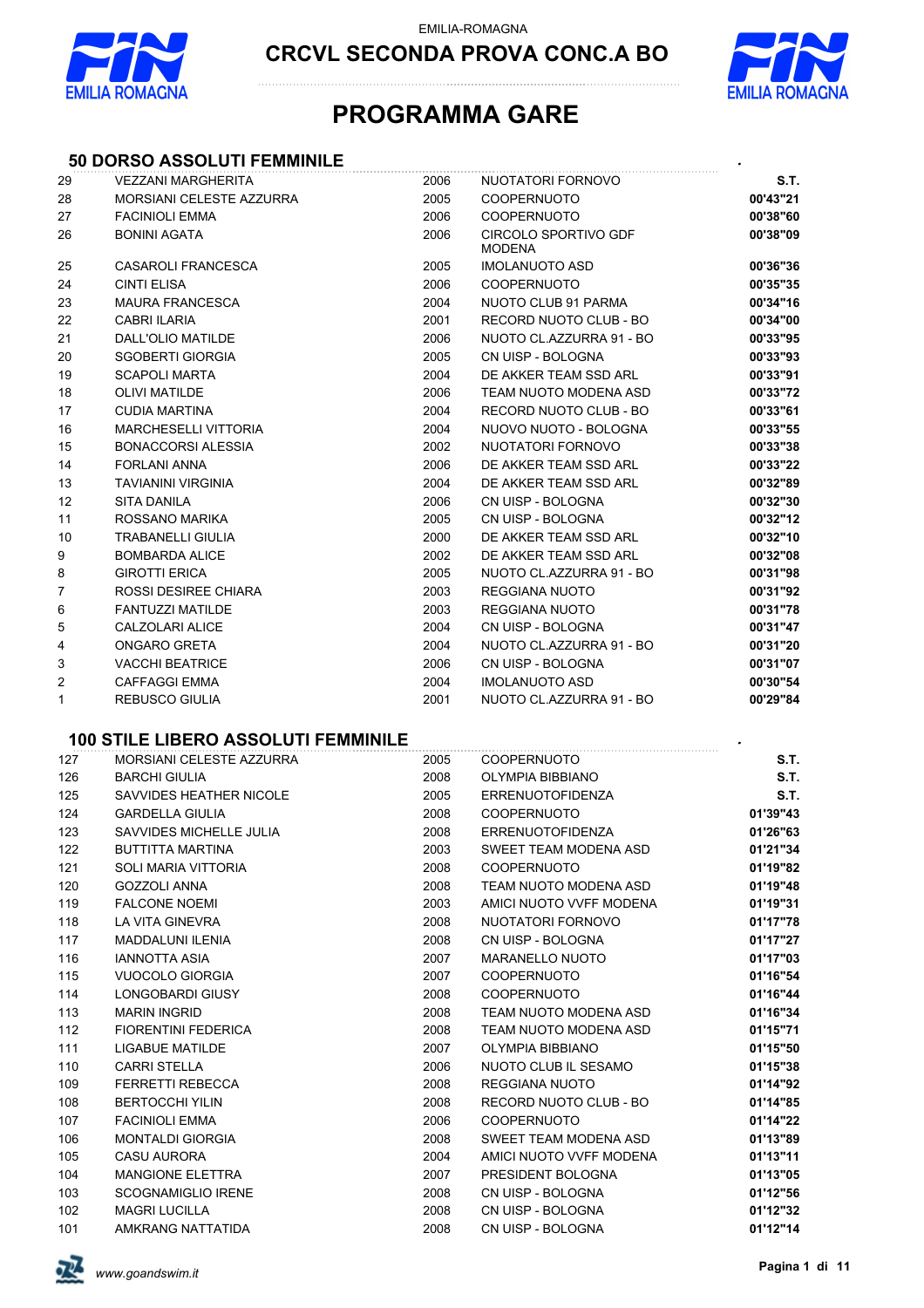EMILIA-ROMAGNA

# CRCVL SECONDA PROVA CONC.A BO

# PROGRAMMA GARE

## 50 DORSO ASSOLUTI FEMMINILE

| | | | | |
|---|---|---|---|---|
| 29 | VEZZANI MARGHERITA | 2006 | NUOTATORI FORNOVO | S.T. |
| 28 | MORSIANI CELESTE AZZURRA | 2005 | COOPERNUOTO | 00'43"21 |
| 27 | FACINIOLI EMMA | 2006 | COOPERNUOTO | 00'38"60 |
| 26 | BONINI AGATA | 2006 | CIRCOLO SPORTIVO GDF MODENA | 00'38"09 |
| 25 | CASAROLI FRANCESCA | 2005 | IMOLANUOTO ASD | 00'36"36 |
| 24 | CINTI ELISA | 2006 | COOPERNUOTO | 00'35"35 |
| 23 | MAURA FRANCESCA | 2004 | NUOTO CLUB 91 PARMA | 00'34"16 |
| 22 | CABRI ILARIA | 2001 | RECORD NUOTO CLUB - BO | 00'34"00 |
| 21 | DALL'OLIO MATILDE | 2006 | NUOTO CL.AZZURRA 91 - BO | 00'33"95 |
| 20 | SGOBERTI GIORGIA | 2005 | CN UISP - BOLOGNA | 00'33"93 |
| 19 | SCAPOLI MARTA | 2004 | DE AKKER TEAM SSD ARL | 00'33"91 |
| 18 | OLIVI MATILDE | 2006 | TEAM NUOTO MODENA ASD | 00'33"72 |
| 17 | CUDIA MARTINA | 2004 | RECORD NUOTO CLUB - BO | 00'33"61 |
| 16 | MARCHESELLI VITTORIA | 2004 | NUOVO NUOTO - BOLOGNA | 00'33"55 |
| 15 | BONACCORSI ALESSIA | 2002 | NUOTATORI FORNOVO | 00'33"38 |
| 14 | FORLANI ANNA | 2006 | DE AKKER TEAM SSD ARL | 00'33"22 |
| 13 | TAVIANINI VIRGINIA | 2004 | DE AKKER TEAM SSD ARL | 00'32"89 |
| 12 | SITA DANILA | 2006 | CN UISP - BOLOGNA | 00'32"30 |
| 11 | ROSSANO MARIKA | 2005 | CN UISP - BOLOGNA | 00'32"12 |
| 10 | TRABANELLI GIULIA | 2000 | DE AKKER TEAM SSD ARL | 00'32"10 |
| 9 | BOMBARDA ALICE | 2002 | DE AKKER TEAM SSD ARL | 00'32"08 |
| 8 | GIROTTI ERICA | 2005 | NUOTO CL.AZZURRA 91 - BO | 00'31"98 |
| 7 | ROSSI DESIREE CHIARA | 2003 | REGGIANA NUOTO | 00'31"92 |
| 6 | FANTUZZI MATILDE | 2003 | REGGIANA NUOTO | 00'31"78 |
| 5 | CALZOLARI ALICE | 2004 | CN UISP - BOLOGNA | 00'31"47 |
| 4 | ONGARO GRETA | 2004 | NUOTO CL.AZZURRA 91 - BO | 00'31"20 |
| 3 | VACCHI BEATRICE | 2006 | CN UISP - BOLOGNA | 00'31"07 |
| 2 | CAFFAGGI EMMA | 2004 | IMOLANUOTO ASD | 00'30"54 |
| 1 | REBUSCO GIULIA | 2001 | NUOTO CL.AZZURRA 91 - BO | 00'29"84 |

## 100 STILE LIBERO ASSOLUTI FEMMINILE

| | | | | |
|---|---|---|---|---|
| 127 | MORSIANI CELESTE AZZURRA | 2005 | COOPERNUOTO | S.T. |
| 126 | BARCHI GIULIA | 2008 | OLYMPIA BIBBIANO | S.T. |
| 125 | SAVVIDES HEATHER NICOLE | 2005 | ERRENUOTOFIDENZA | S.T. |
| 124 | GARDELLA GIULIA | 2008 | COOPERNUOTO | 01'39"43 |
| 123 | SAVVIDES MICHELLE JULIA | 2008 | ERRENUOTOFIDENZA | 01'26"63 |
| 122 | BUTTITTA MARTINA | 2003 | SWEET TEAM MODENA ASD | 01'21"34 |
| 121 | SOLI MARIA VITTORIA | 2008 | COOPERNUOTO | 01'19"82 |
| 120 | GOZZOLI ANNA | 2008 | TEAM NUOTO MODENA ASD | 01'19"48 |
| 119 | FALCONE NOEMI | 2003 | AMICI NUOTO VVFF MODENA | 01'19"31 |
| 118 | LA VITA GINEVRA | 2008 | NUOTATORI FORNOVO | 01'17"78 |
| 117 | MADDALUNI ILENIA | 2008 | CN UISP - BOLOGNA | 01'17"27 |
| 116 | IANNOTTA ASIA | 2007 | MARANELLO NUOTO | 01'17"03 |
| 115 | VUOCOLO GIORGIA | 2007 | COOPERNUOTO | 01'16"54 |
| 114 | LONGOBARDI GIUSY | 2008 | COOPERNUOTO | 01'16"44 |
| 113 | MARIN INGRID | 2008 | TEAM NUOTO MODENA ASD | 01'16"34 |
| 112 | FIORENTINI FEDERICA | 2008 | TEAM NUOTO MODENA ASD | 01'15"71 |
| 111 | LIGABUE MATILDE | 2007 | OLYMPIA BIBBIANO | 01'15"50 |
| 110 | CARRI STELLA | 2006 | NUOTO CLUB IL SESAMO | 01'15"38 |
| 109 | FERRETTI REBECCA | 2008 | REGGIANA NUOTO | 01'14"92 |
| 108 | BERTOCCHI YILIN | 2008 | RECORD NUOTO CLUB - BO | 01'14"85 |
| 107 | FACINIOLI EMMA | 2006 | COOPERNUOTO | 01'14"22 |
| 106 | MONTALDI GIORGIA | 2008 | SWEET TEAM MODENA ASD | 01'13"89 |
| 105 | CASU AURORA | 2004 | AMICI NUOTO VVFF MODENA | 01'13"11 |
| 104 | MANGIONE ELETTRA | 2007 | PRESIDENT BOLOGNA | 01'13"05 |
| 103 | SCOGNAMIGLIO IRENE | 2008 | CN UISP - BOLOGNA | 01'12"56 |
| 102 | MAGRI LUCILLA | 2008 | CN UISP - BOLOGNA | 01'12"32 |
| 101 | AMKRANG NATTATIDA | 2008 | CN UISP - BOLOGNA | 01'12"14 |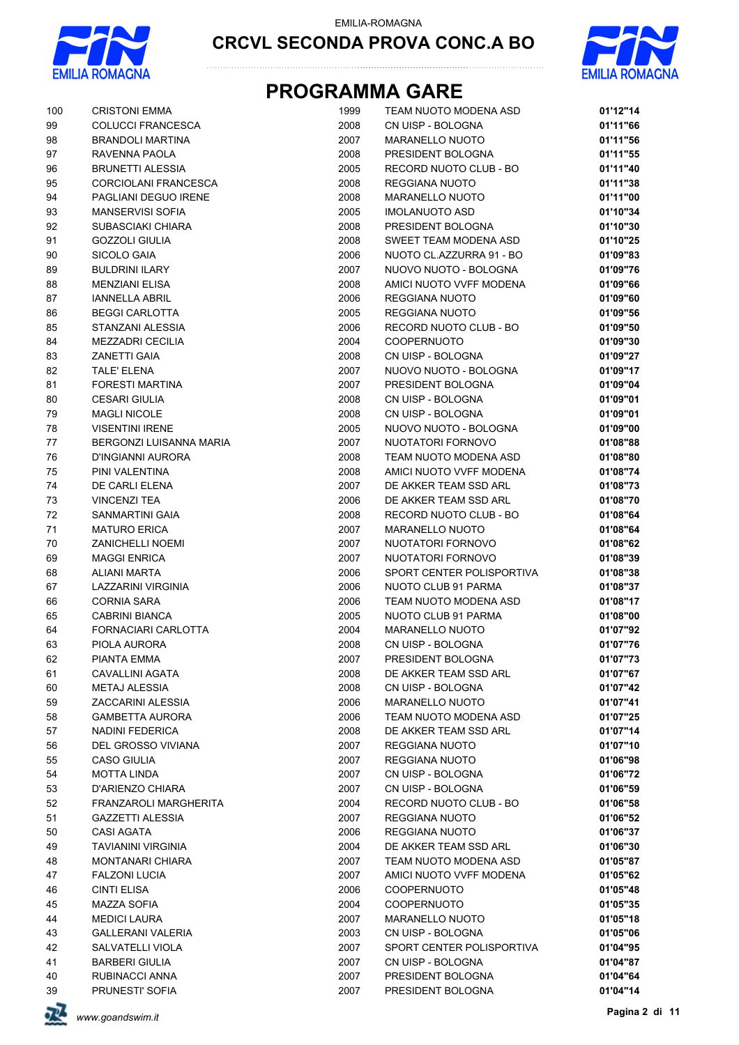EMILIA-ROMAGNA

**CRCVL SECONDA PROVA CONC.A BO**

# PROGRAMMA GARE

| | | | | |
|---|---|---|---|---|
| 100 | CRISTONI EMMA | 1999 | TEAM NUOTO MODENA ASD | **01'12"14** |
| 99 | COLUCCI FRANCESCA | 2008 | CN UISP - BOLOGNA | **01'11"66** |
| 98 | BRANDOLI MARTINA | 2007 | MARANELLO NUOTO | **01'11"56** |
| 97 | RAVENNA PAOLA | 2008 | PRESIDENT BOLOGNA | **01'11"55** |
| 96 | BRUNETTI ALESSIA | 2005 | RECORD NUOTO CLUB - BO | **01'11"40** |
| 95 | CORCIOLANI FRANCESCA | 2008 | REGGIANA NUOTO | **01'11"38** |
| 94 | PAGLIANI DEGUO IRENE | 2008 | MARANELLO NUOTO | **01'11"00** |
| 93 | MANSERVISI SOFIA | 2005 | IMOLANUOTO ASD | **01'10"34** |
| 92 | SUBASCIAKI CHIARA | 2008 | PRESIDENT BOLOGNA | **01'10"30** |
| 91 | GOZZOLI GIULIA | 2008 | SWEET TEAM MODENA ASD | **01'10"25** |
| 90 | SICOLO GAIA | 2006 | NUOTO CL.AZZURRA 91 - BO | **01'09"83** |
| 89 | BULDRINI ILARY | 2007 | NUOVO NUOTO - BOLOGNA | **01'09"76** |
| 88 | MENZIANI ELISA | 2008 | AMICI NUOTO VVFF MODENA | **01'09"66** |
| 87 | IANNELLA ABRIL | 2006 | REGGIANA NUOTO | **01'09"60** |
| 86 | BEGGI CARLOTTA | 2005 | REGGIANA NUOTO | **01'09"56** |
| 85 | STANZANI ALESSIA | 2006 | RECORD NUOTO CLUB - BO | **01'09"50** |
| 84 | MEZZADRI CECILIA | 2004 | COOPERNUOTO | **01'09"30** |
| 83 | ZANETTI GAIA | 2008 | CN UISP - BOLOGNA | **01'09"27** |
| 82 | TALE' ELENA | 2007 | NUOVO NUOTO - BOLOGNA | **01'09"17** |
| 81 | FORESTI MARTINA | 2007 | PRESIDENT BOLOGNA | **01'09"04** |
| 80 | CESARI GIULIA | 2008 | CN UISP - BOLOGNA | **01'09"01** |
| 79 | MAGLI NICOLE | 2008 | CN UISP - BOLOGNA | **01'09"01** |
| 78 | VISENTINI IRENE | 2005 | NUOVO NUOTO - BOLOGNA | **01'09"00** |
| 77 | BERGONZI LUISANNA MARIA | 2007 | NUOTATORI FORNOVO | **01'08"88** |
| 76 | D'INGIANNI AURORA | 2008 | TEAM NUOTO MODENA ASD | **01'08"80** |
| 75 | PINI VALENTINA | 2008 | AMICI NUOTO VVFF MODENA | **01'08"74** |
| 74 | DE CARLI ELENA | 2007 | DE AKKER TEAM SSD ARL | **01'08"73** |
| 73 | VINCENZI TEA | 2006 | DE AKKER TEAM SSD ARL | **01'08"70** |
| 72 | SANMARTINI GAIA | 2008 | RECORD NUOTO CLUB - BO | **01'08"64** |
| 71 | MATURO ERICA | 2007 | MARANELLO NUOTO | **01'08"64** |
| 70 | ZANICHELLI NOEMI | 2007 | NUOTATORI FORNOVO | **01'08"62** |
| 69 | MAGGI ENRICA | 2007 | NUOTATORI FORNOVO | **01'08"39** |
| 68 | ALIANI MARTA | 2006 | SPORT CENTER POLISPORTIVA | **01'08"38** |
| 67 | LAZZARINI VIRGINIA | 2006 | NUOTO CLUB 91 PARMA | **01'08"37** |
| 66 | CORNIA SARA | 2006 | TEAM NUOTO MODENA ASD | **01'08"17** |
| 65 | CABRINI BIANCA | 2005 | NUOTO CLUB 91 PARMA | **01'08"00** |
| 64 | FORNACIARI CARLOTTA | 2004 | MARANELLO NUOTO | **01'07"92** |
| 63 | PIOLA AURORA | 2008 | CN UISP - BOLOGNA | **01'07"76** |
| 62 | PIANTA EMMA | 2007 | PRESIDENT BOLOGNA | **01'07"73** |
| 61 | CAVALLINI AGATA | 2008 | DE AKKER TEAM SSD ARL | **01'07"67** |
| 60 | METAJ ALESSIA | 2008 | CN UISP - BOLOGNA | **01'07"42** |
| 59 | ZACCARINI ALESSIA | 2006 | MARANELLO NUOTO | **01'07"41** |
| 58 | GAMBETTA AURORA | 2006 | TEAM NUOTO MODENA ASD | **01'07"25** |
| 57 | NADINI FEDERICA | 2008 | DE AKKER TEAM SSD ARL | **01'07"14** |
| 56 | DEL GROSSO VIVIANA | 2007 | REGGIANA NUOTO | **01'07"10** |
| 55 | CASO GIULIA | 2007 | REGGIANA NUOTO | **01'06"98** |
| 54 | MOTTA LINDA | 2007 | CN UISP - BOLOGNA | **01'06"72** |
| 53 | D'ARIENZO CHIARA | 2007 | CN UISP - BOLOGNA | **01'06"59** |
| 52 | FRANZAROLI MARGHERITA | 2004 | RECORD NUOTO CLUB - BO | **01'06"58** |
| 51 | GAZZETTI ALESSIA | 2007 | REGGIANA NUOTO | **01'06"52** |
| 50 | CASI AGATA | 2006 | REGGIANA NUOTO | **01'06"37** |
| 49 | TAVIANINI VIRGINIA | 2004 | DE AKKER TEAM SSD ARL | **01'06"30** |
| 48 | MONTANARI CHIARA | 2007 | TEAM NUOTO MODENA ASD | **01'05"87** |
| 47 | FALZONI LUCIA | 2007 | AMICI NUOTO VVFF MODENA | **01'05"62** |
| 46 | CINTI ELISA | 2006 | COOPERNUOTO | **01'05"48** |
| 45 | MAZZA SOFIA | 2004 | COOPERNUOTO | **01'05"35** |
| 44 | MEDICI LAURA | 2007 | MARANELLO NUOTO | **01'05"18** |
| 43 | GALLERANI VALERIA | 2003 | CN UISP - BOLOGNA | **01'05"06** |
| 42 | SALVATELLI VIOLA | 2007 | SPORT CENTER POLISPORTIVA | **01'04"95** |
| 41 | BARBERI GIULIA | 2007 | CN UISP - BOLOGNA | **01'04"87** |
| 40 | RUBINACCI ANNA | 2007 | PRESIDENT BOLOGNA | **01'04"64** |
| 39 | PRUNESTI' SOFIA | 2007 | PRESIDENT BOLOGNA | **01'04"14** |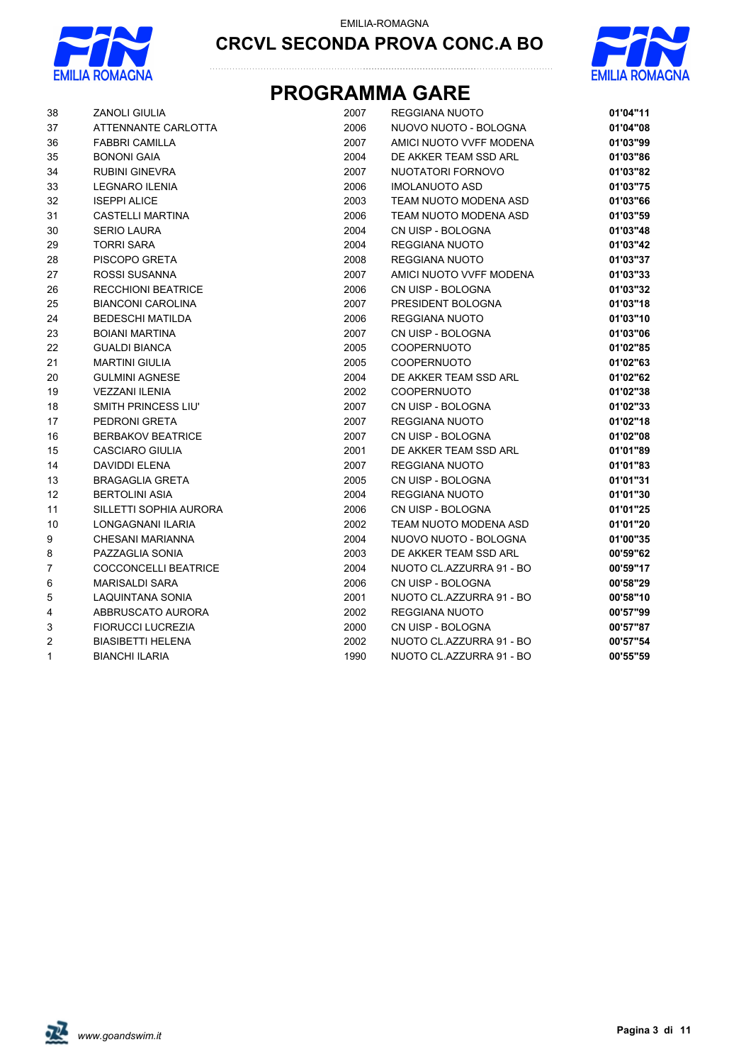EMILIA-ROMAGNA

**CRCVL SECONDA PROVA CONC.A BO**

# PROGRAMMA GARE

| | | | | |
|---|---|---|---|---|
| 38 | ZANOLI GIULIA | 2007 | REGGIANA NUOTO | **01'04"11** |
| 37 | ATTENNANTE CARLOTTA | 2006 | NUOVO NUOTO - BOLOGNA | **01'04"08** |
| 36 | FABBRI CAMILLA | 2007 | AMICI NUOTO VVFF MODENA | **01'03"99** |
| 35 | BONONI GAIA | 2004 | DE AKKER TEAM SSD ARL | **01'03"86** |
| 34 | RUBINI GINEVRA | 2007 | NUOTATORI FORNOVO | **01'03"82** |
| 33 | LEGNARO ILENIA | 2006 | IMOLANUOTO ASD | **01'03"75** |
| 32 | ISEPPI ALICE | 2003 | TEAM NUOTO MODENA ASD | **01'03"66** |
| 31 | CASTELLI MARTINA | 2006 | TEAM NUOTO MODENA ASD | **01'03"59** |
| 30 | SERIO LAURA | 2004 | CN UISP - BOLOGNA | **01'03"48** |
| 29 | TORRI SARA | 2004 | REGGIANA NUOTO | **01'03"42** |
| 28 | PISCOPO GRETA | 2008 | REGGIANA NUOTO | **01'03"37** |
| 27 | ROSSI SUSANNA | 2007 | AMICI NUOTO VVFF MODENA | **01'03"33** |
| 26 | RECCHIONI BEATRICE | 2006 | CN UISP - BOLOGNA | **01'03"32** |
| 25 | BIANCONI CAROLINA | 2007 | PRESIDENT BOLOGNA | **01'03"18** |
| 24 | BEDESCHI MATILDA | 2006 | REGGIANA NUOTO | **01'03"10** |
| 23 | BOIANI MARTINA | 2007 | CN UISP - BOLOGNA | **01'03"06** |
| 22 | GUALDI BIANCA | 2005 | COOPERNUOTO | **01'02"85** |
| 21 | MARTINI GIULIA | 2005 | COOPERNUOTO | **01'02"63** |
| 20 | GULMINI AGNESE | 2004 | DE AKKER TEAM SSD ARL | **01'02"62** |
| 19 | VEZZANI ILENIA | 2002 | COOPERNUOTO | **01'02"38** |
| 18 | SMITH PRINCESS LIU' | 2007 | CN UISP - BOLOGNA | **01'02"33** |
| 17 | PEDRONI GRETA | 2007 | REGGIANA NUOTO | **01'02"18** |
| 16 | BERBAKOV BEATRICE | 2007 | CN UISP - BOLOGNA | **01'02"08** |
| 15 | CASCIARO GIULIA | 2001 | DE AKKER TEAM SSD ARL | **01'01"89** |
| 14 | DAVIDDI ELENA | 2007 | REGGIANA NUOTO | **01'01"83** |
| 13 | BRAGAGLIA GRETA | 2005 | CN UISP - BOLOGNA | **01'01"31** |
| 12 | BERTOLINI ASIA | 2004 | REGGIANA NUOTO | **01'01"30** |
| 11 | SILLETTI SOPHIA AURORA | 2006 | CN UISP - BOLOGNA | **01'01"25** |
| 10 | LONGAGNANI ILARIA | 2002 | TEAM NUOTO MODENA ASD | **01'01"20** |
| 9 | CHESANI MARIANNA | 2004 | NUOVO NUOTO - BOLOGNA | **01'00"35** |
| 8 | PAZZAGLIA SONIA | 2003 | DE AKKER TEAM SSD ARL | **00'59"62** |
| 7 | COCCONCELLI BEATRICE | 2004 | NUOTO CL.AZZURRA 91 - BO | **00'59"17** |
| 6 | MARISALDI SARA | 2006 | CN UISP - BOLOGNA | **00'58"29** |
| 5 | LAQUINTANA SONIA | 2001 | NUOTO CL.AZZURRA 91 - BO | **00'58"10** |
| 4 | ABBRUSCATO AURORA | 2002 | REGGIANA NUOTO | **00'57"99** |
| 3 | FIORUCCI LUCREZIA | 2000 | CN UISP - BOLOGNA | **00'57"87** |
| 2 | BIASIBETTI HELENA | 2002 | NUOTO CL.AZZURRA 91 - BO | **00'57"54** |
| 1 | BIANCHI ILARIA | 1990 | NUOTO CL.AZZURRA 91 - BO | **00'55"59** |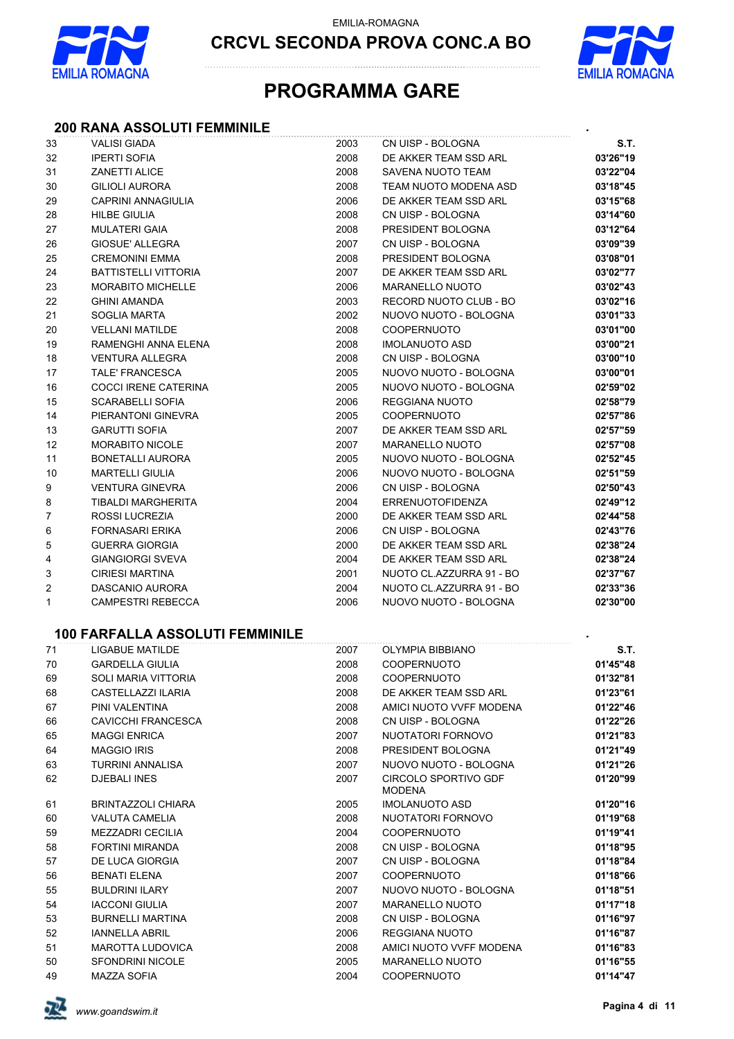EMILIA-ROMAGNA

# CRCVL SECONDA PROVA CONC.A BO

# PROGRAMMA GARE

## 200 RANA ASSOLUTI FEMMINILE

| | | | | S.T. |
|---|---|---|---|---|
| 33 | VALISI GIADA | 2003 | CN UISP - BOLOGNA | |
| 32 | IPERTI SOFIA | 2008 | DE AKKER TEAM SSD ARL | 03'26"19 |
| 31 | ZANETTI ALICE | 2008 | SAVENA NUOTO TEAM | 03'22"04 |
| 30 | GILIOLI AURORA | 2008 | TEAM NUOTO MODENA ASD | 03'18"45 |
| 29 | CAPRINI ANNAGIULIA | 2006 | DE AKKER TEAM SSD ARL | 03'15"68 |
| 28 | HILBE GIULIA | 2008 | CN UISP - BOLOGNA | 03'14"60 |
| 27 | MULATERI GAIA | 2008 | PRESIDENT BOLOGNA | 03'12"64 |
| 26 | GIOSUE' ALLEGRA | 2007 | CN UISP - BOLOGNA | 03'09"39 |
| 25 | CREMONINI EMMA | 2008 | PRESIDENT BOLOGNA | 03'08"01 |
| 24 | BATTISTELLI VITTORIA | 2007 | DE AKKER TEAM SSD ARL | 03'02"77 |
| 23 | MORABITO MICHELLE | 2006 | MARANELLO NUOTO | 03'02"43 |
| 22 | GHINI AMANDA | 2003 | RECORD NUOTO CLUB - BO | 03'02"16 |
| 21 | SOGLIA MARTA | 2002 | NUOVO NUOTO - BOLOGNA | 03'01"33 |
| 20 | VELLANI MATILDE | 2008 | COOPERNUOTO | 03'01"00 |
| 19 | RAMENGHI ANNA ELENA | 2008 | IMOLANUOTO ASD | 03'00"21 |
| 18 | VENTURA ALLEGRA | 2008 | CN UISP - BOLOGNA | 03'00"10 |
| 17 | TALE' FRANCESCA | 2005 | NUOVO NUOTO - BOLOGNA | 03'00"01 |
| 16 | COCCI IRENE CATERINA | 2005 | NUOVO NUOTO - BOLOGNA | 02'59"02 |
| 15 | SCARABELLI SOFIA | 2006 | REGGIANA NUOTO | 02'58"79 |
| 14 | PIERANTONI GINEVRA | 2005 | COOPERNUOTO | 02'57"86 |
| 13 | GARUTTI SOFIA | 2007 | DE AKKER TEAM SSD ARL | 02'57"59 |
| 12 | MORABITO NICOLE | 2007 | MARANELLO NUOTO | 02'57"08 |
| 11 | BONETALLI AURORA | 2005 | NUOVO NUOTO - BOLOGNA | 02'52"45 |
| 10 | MARTELLI GIULIA | 2006 | NUOVO NUOTO - BOLOGNA | 02'51"59 |
| 9 | VENTURA GINEVRA | 2006 | CN UISP - BOLOGNA | 02'50"43 |
| 8 | TIBALDI MARGHERITA | 2004 | ERRENUOTOFIDENZA | 02'49"12 |
| 7 | ROSSI LUCREZIA | 2000 | DE AKKER TEAM SSD ARL | 02'44"58 |
| 6 | FORNASARI ERIKA | 2006 | CN UISP - BOLOGNA | 02'43"76 |
| 5 | GUERRA GIORGIA | 2000 | DE AKKER TEAM SSD ARL | 02'38"24 |
| 4 | GIANGIORGI SVEVA | 2004 | DE AKKER TEAM SSD ARL | 02'38"24 |
| 3 | CIRIESI MARTINA | 2001 | NUOTO CL.AZZURRA 91 - BO | 02'37"67 |
| 2 | DASCANIO AURORA | 2004 | NUOTO CL.AZZURRA 91 - BO | 02'33"36 |
| 1 | CAMPESTRI REBECCA | 2006 | NUOVO NUOTO - BOLOGNA | 02'30"00 |

## 100 FARFALLA ASSOLUTI FEMMINILE

| | | | | S.T. |
|---|---|---|---|---|
| 71 | LIGABUE MATILDE | 2007 | OLYMPIA BIBBIANO | |
| 70 | GARDELLA GIULIA | 2008 | COOPERNUOTO | 01'45"48 |
| 69 | SOLI MARIA VITTORIA | 2008 | COOPERNUOTO | 01'32"81 |
| 68 | CASTELLAZZI ILARIA | 2008 | DE AKKER TEAM SSD ARL | 01'23"61 |
| 67 | PINI VALENTINA | 2008 | AMICI NUOTO VVFF MODENA | 01'22"46 |
| 66 | CAVICCHI FRANCESCA | 2008 | CN UISP - BOLOGNA | 01'22"26 |
| 65 | MAGGI ENRICA | 2007 | NUOTATORI FORNOVO | 01'21"83 |
| 64 | MAGGIO IRIS | 2008 | PRESIDENT BOLOGNA | 01'21"49 |
| 63 | TURRINI ANNALISA | 2007 | NUOVO NUOTO - BOLOGNA | 01'21"26 |
| 62 | DJEBALI INES | 2007 | CIRCOLO SPORTIVO GDF MODENA | 01'20"99 |
| 61 | BRINTAZZOLI CHIARA | 2005 | IMOLANUOTO ASD | 01'20"16 |
| 60 | VALUTA CAMELIA | 2008 | NUOTATORI FORNOVO | 01'19"68 |
| 59 | MEZZADRI CECILIA | 2004 | COOPERNUOTO | 01'19"41 |
| 58 | FORTINI MIRANDA | 2008 | CN UISP - BOLOGNA | 01'18"95 |
| 57 | DE LUCA GIORGIA | 2007 | CN UISP - BOLOGNA | 01'18"84 |
| 56 | BENATI ELENA | 2007 | COOPERNUOTO | 01'18"66 |
| 55 | BULDRINI ILARY | 2007 | NUOVO NUOTO - BOLOGNA | 01'18"51 |
| 54 | IACCONI GIULIA | 2007 | MARANELLO NUOTO | 01'17"18 |
| 53 | BURNELLI MARTINA | 2008 | CN UISP - BOLOGNA | 01'16"97 |
| 52 | IANNELLA ABRIL | 2006 | REGGIANA NUOTO | 01'16"87 |
| 51 | MAROTTA LUDOVICA | 2008 | AMICI NUOTO VVFF MODENA | 01'16"83 |
| 50 | SFONDRINI NICOLE | 2005 | MARANELLO NUOTO | 01'16"55 |
| 49 | MAZZA SOFIA | 2004 | COOPERNUOTO | 01'14"47 |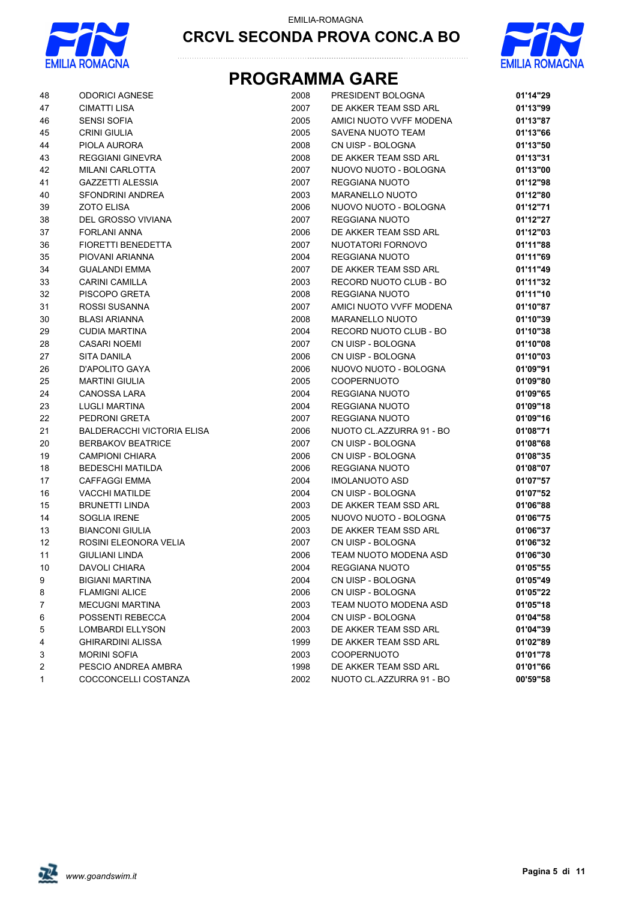# PROGRAMMA GARE

| | | | | |
|---|---|---|---|---|
| 48 | ODORICI AGNESE | 2008 | PRESIDENT BOLOGNA | **01'14"29** |
| 47 | CIMATTI LISA | 2007 | DE AKKER TEAM SSD ARL | **01'13"99** |
| 46 | SENSI SOFIA | 2005 | AMICI NUOTO VVFF MODENA | **01'13"87** |
| 45 | CRINI GIULIA | 2005 | SAVENA NUOTO TEAM | **01'13"66** |
| 44 | PIOLA AURORA | 2008 | CN UISP - BOLOGNA | **01'13"50** |
| 43 | REGGIANI GINEVRA | 2008 | DE AKKER TEAM SSD ARL | **01'13"31** |
| 42 | MILANI CARLOTTA | 2007 | NUOVO NUOTO - BOLOGNA | **01'13"00** |
| 41 | GAZZETTI ALESSIA | 2007 | REGGIANA NUOTO | **01'12"98** |
| 40 | SFONDRINI ANDREA | 2003 | MARANELLO NUOTO | **01'12"80** |
| 39 | ZOTO ELISA | 2006 | NUOVO NUOTO - BOLOGNA | **01'12"71** |
| 38 | DEL GROSSO VIVIANA | 2007 | REGGIANA NUOTO | **01'12"27** |
| 37 | FORLANI ANNA | 2006 | DE AKKER TEAM SSD ARL | **01'12"03** |
| 36 | FIORETTI BENEDETTA | 2007 | NUOTATORI FORNOVO | **01'11"88** |
| 35 | PIOVANI ARIANNA | 2004 | REGGIANA NUOTO | **01'11"69** |
| 34 | GUALANDI EMMA | 2007 | DE AKKER TEAM SSD ARL | **01'11"49** |
| 33 | CARINI CAMILLA | 2003 | RECORD NUOTO CLUB - BO | **01'11"32** |
| 32 | PISCOPO GRETA | 2008 | REGGIANA NUOTO | **01'11"10** |
| 31 | ROSSI SUSANNA | 2007 | AMICI NUOTO VVFF MODENA | **01'10"87** |
| 30 | BLASI ARIANNA | 2008 | MARANELLO NUOTO | **01'10"39** |
| 29 | CUDIA MARTINA | 2004 | RECORD NUOTO CLUB - BO | **01'10"38** |
| 28 | CASARI NOEMI | 2007 | CN UISP - BOLOGNA | **01'10"08** |
| 27 | SITA DANILA | 2006 | CN UISP - BOLOGNA | **01'10"03** |
| 26 | D'APOLITO GAYA | 2006 | NUOVO NUOTO - BOLOGNA | **01'09"91** |
| 25 | MARTINI GIULIA | 2005 | COOPERNUOTO | **01'09"80** |
| 24 | CANOSSA LARA | 2004 | REGGIANA NUOTO | **01'09"65** |
| 23 | LUGLI MARTINA | 2004 | REGGIANA NUOTO | **01'09"18** |
| 22 | PEDRONI GRETA | 2007 | REGGIANA NUOTO | **01'09"16** |
| 21 | BALDERACCHI VICTORIA ELISA | 2006 | NUOTO CL.AZZURRA 91 - BO | **01'08"71** |
| 20 | BERBAKOV BEATRICE | 2007 | CN UISP - BOLOGNA | **01'08"68** |
| 19 | CAMPIONI CHIARA | 2006 | CN UISP - BOLOGNA | **01'08"35** |
| 18 | BEDESCHI MATILDA | 2006 | REGGIANA NUOTO | **01'08"07** |
| 17 | CAFFAGGI EMMA | 2004 | IMOLANUOTO ASD | **01'07"57** |
| 16 | VACCHI MATILDE | 2004 | CN UISP - BOLOGNA | **01'07"52** |
| 15 | BRUNETTI LINDA | 2003 | DE AKKER TEAM SSD ARL | **01'06"88** |
| 14 | SOGLIA IRENE | 2005 | NUOVO NUOTO - BOLOGNA | **01'06"75** |
| 13 | BIANCONI GIULIA | 2003 | DE AKKER TEAM SSD ARL | **01'06"37** |
| 12 | ROSINI ELEONORA VELIA | 2007 | CN UISP - BOLOGNA | **01'06"32** |
| 11 | GIULIANI LINDA | 2006 | TEAM NUOTO MODENA ASD | **01'06"30** |
| 10 | DAVOLI CHIARA | 2004 | REGGIANA NUOTO | **01'05"55** |
| 9 | BIGIANI MARTINA | 2004 | CN UISP - BOLOGNA | **01'05"49** |
| 8 | FLAMIGNI ALICE | 2006 | CN UISP - BOLOGNA | **01'05"22** |
| 7 | MECUGNI MARTINA | 2003 | TEAM NUOTO MODENA ASD | **01'05"18** |
| 6 | POSSENTI REBECCA | 2004 | CN UISP - BOLOGNA | **01'04"58** |
| 5 | LOMBARDI ELLYSON | 2003 | DE AKKER TEAM SSD ARL | **01'04"39** |
| 4 | GHIRARDINI ALISSA | 1999 | DE AKKER TEAM SSD ARL | **01'02"89** |
| 3 | MORINI SOFIA | 2003 | COOPERNUOTO | **01'01"78** |
| 2 | PESCIO ANDREA AMBRA | 1998 | DE AKKER TEAM SSD ARL | **01'01"66** |
| 1 | COCCONCELLI COSTANZA | 2002 | NUOTO CL.AZZURRA 91 - BO | **00'59"58** |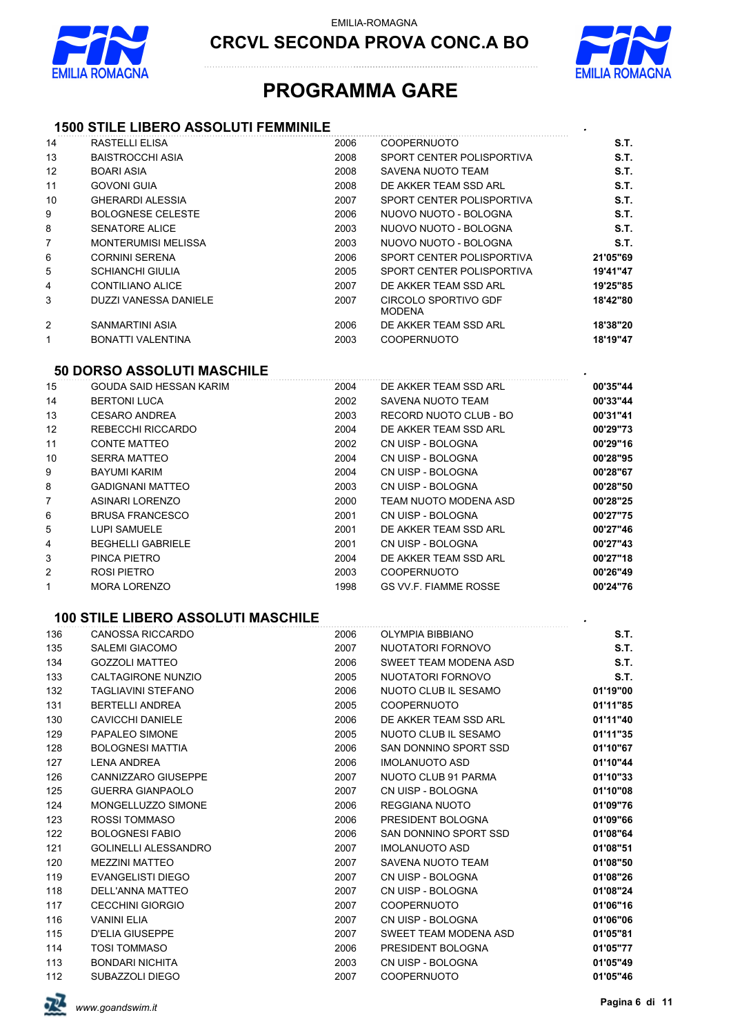EMILIA-ROMAGNA

# CRCVL SECONDA PROVA CONC.A BO

# PROGRAMMA GARE

## 1500 STILE LIBERO ASSOLUTI FEMMINILE

| | | | | |
|---|---|---|---|---|
| 14 | RASTELLI ELISA | 2006 | COOPERNUOTO | **S.T.** |
| 13 | BAISTROCCHI ASIA | 2008 | SPORT CENTER POLISPORTIVA | **S.T.** |
| 12 | BOARI ASIA | 2008 | SAVENA NUOTO TEAM | **S.T.** |
| 11 | GOVONI GUIA | 2008 | DE AKKER TEAM SSD ARL | **S.T.** |
| 10 | GHERARDI ALESSIA | 2007 | SPORT CENTER POLISPORTIVA | **S.T.** |
| 9 | BOLOGNESE CELESTE | 2006 | NUOVO NUOTO - BOLOGNA | **S.T.** |
| 8 | SENATORE ALICE | 2003 | NUOVO NUOTO - BOLOGNA | **S.T.** |
| 7 | MONTERUMISI MELISSA | 2003 | NUOVO NUOTO - BOLOGNA | **S.T.** |
| 6 | CORNINI SERENA | 2006 | SPORT CENTER POLISPORTIVA | **21'05"69** |
| 5 | SCHIANCHI GIULIA | 2005 | SPORT CENTER POLISPORTIVA | **19'41"47** |
| 4 | CONTILIANO ALICE | 2007 | DE AKKER TEAM SSD ARL | **19'25"85** |
| 3 | DUZZI VANESSA DANIELE | 2007 | CIRCOLO SPORTIVO GDF MODENA | **18'42"80** |
| 2 | SANMARTINI ASIA | 2006 | DE AKKER TEAM SSD ARL | **18'38"20** |
| 1 | BONATTI VALENTINA | 2003 | COOPERNUOTO | **18'19"47** |

## 50 DORSO ASSOLUTI MASCHILE

| | | | | |
|---|---|---|---|---|
| 15 | GOUDA SAID HESSAN KARIM | 2004 | DE AKKER TEAM SSD ARL | **00'35"44** |
| 14 | BERTONI LUCA | 2002 | SAVENA NUOTO TEAM | **00'33"44** |
| 13 | CESARO ANDREA | 2003 | RECORD NUOTO CLUB - BO | **00'31"41** |
| 12 | REBECCHI RICCARDO | 2004 | DE AKKER TEAM SSD ARL | **00'29"73** |
| 11 | CONTE MATTEO | 2002 | CN UISP - BOLOGNA | **00'29"16** |
| 10 | SERRA MATTEO | 2004 | CN UISP - BOLOGNA | **00'28"95** |
| 9 | BAYUMI KARIM | 2004 | CN UISP - BOLOGNA | **00'28"67** |
| 8 | GADIGNANI MATTEO | 2003 | CN UISP - BOLOGNA | **00'28"50** |
| 7 | ASINARI LORENZO | 2000 | TEAM NUOTO MODENA ASD | **00'28"25** |
| 6 | BRUSA FRANCESCO | 2001 | CN UISP - BOLOGNA | **00'27"75** |
| 5 | LUPI SAMUELE | 2001 | DE AKKER TEAM SSD ARL | **00'27"46** |
| 4 | BEGHELLI GABRIELE | 2001 | CN UISP - BOLOGNA | **00'27"43** |
| 3 | PINCA PIETRO | 2004 | DE AKKER TEAM SSD ARL | **00'27"18** |
| 2 | ROSI PIETRO | 2003 | COOPERNUOTO | **00'26"49** |
| 1 | MORA LORENZO | 1998 | GS VV.F. FIAMME ROSSE | **00'24"76** |

## 100 STILE LIBERO ASSOLUTI MASCHILE

| | | | | |
|---|---|---|---|---|
| 136 | CANOSSA RICCARDO | 2006 | OLYMPIA BIBBIANO | **S.T.** |
| 135 | SALEMI GIACOMO | 2007 | NUOTATORI FORNOVO | **S.T.** |
| 134 | GOZZOLI MATTEO | 2006 | SWEET TEAM MODENA ASD | **S.T.** |
| 133 | CALTAGIRONE NUNZIO | 2005 | NUOTATORI FORNOVO | **S.T.** |
| 132 | TAGLIAVINI STEFANO | 2006 | NUOTO CLUB IL SESAMO | **01'19"00** |
| 131 | BERTELLI ANDREA | 2005 | COOPERNUOTO | **01'11"85** |
| 130 | CAVICCHI DANIELE | 2006 | DE AKKER TEAM SSD ARL | **01'11"40** |
| 129 | PAPALEO SIMONE | 2005 | NUOTO CLUB IL SESAMO | **01'11"35** |
| 128 | BOLOGNESI MATTIA | 2006 | SAN DONNINO SPORT SSD | **01'10"67** |
| 127 | LENA ANDREA | 2006 | IMOLANUOTO ASD | **01'10"44** |
| 126 | CANNIZZARO GIUSEPPE | 2007 | NUOTO CLUB 91 PARMA | **01'10"33** |
| 125 | GUERRA GIANPAOLO | 2007 | CN UISP - BOLOGNA | **01'10"08** |
| 124 | MONGELLUZZO SIMONE | 2006 | REGGIANA NUOTO | **01'09"76** |
| 123 | ROSSI TOMMASO | 2006 | PRESIDENT BOLOGNA | **01'09"66** |
| 122 | BOLOGNESI FABIO | 2006 | SAN DONNINO SPORT SSD | **01'08"64** |
| 121 | GOLINELLI ALESSANDRO | 2007 | IMOLANUOTO ASD | **01'08"51** |
| 120 | MEZZINI MATTEO | 2007 | SAVENA NUOTO TEAM | **01'08"50** |
| 119 | EVANGELISTI DIEGO | 2007 | CN UISP - BOLOGNA | **01'08"26** |
| 118 | DELL'ANNA MATTEO | 2007 | CN UISP - BOLOGNA | **01'08"24** |
| 117 | CECCHINI GIORGIO | 2007 | COOPERNUOTO | **01'06"16** |
| 116 | VANINI ELIA | 2007 | CN UISP - BOLOGNA | **01'06"06** |
| 115 | D'ELIA GIUSEPPE | 2007 | SWEET TEAM MODENA ASD | **01'05"81** |
| 114 | TOSI TOMMASO | 2006 | PRESIDENT BOLOGNA | **01'05"77** |
| 113 | BONDARI NICHITA | 2003 | CN UISP - BOLOGNA | **01'05"49** |
| 112 | SUBAZZOLI DIEGO | 2007 | COOPERNUOTO | **01'05"46** |

*www.goandswim.it*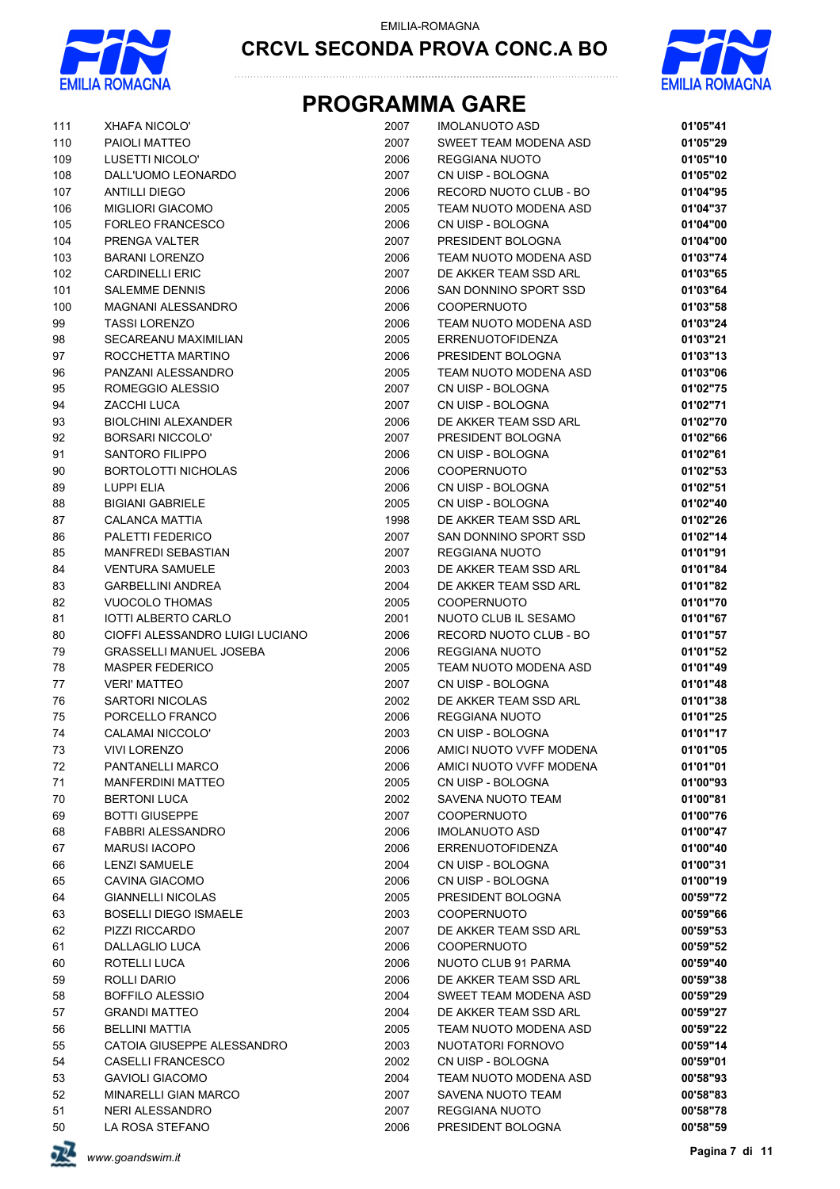EMILIA-ROMAGNA

# CRCVL SECONDA PROVA CONC.A BO

## PROGRAMMA GARE

| | | | | |
|---|---|---|---|---|
| 111 | XHAFA NICOLO' | 2007 | IMOLANUOTO ASD | **01'05"41** |
| 110 | PAIOLI MATTEO | 2007 | SWEET TEAM MODENA ASD | **01'05"29** |
| 109 | LUSETTI NICOLO' | 2006 | REGGIANA NUOTO | **01'05"10** |
| 108 | DALL'UOMO LEONARDO | 2007 | CN UISP - BOLOGNA | **01'05"02** |
| 107 | ANTILLI DIEGO | 2006 | RECORD NUOTO CLUB - BO | **01'04"95** |
| 106 | MIGLIORI GIACOMO | 2005 | TEAM NUOTO MODENA ASD | **01'04"37** |
| 105 | FORLEO FRANCESCO | 2006 | CN UISP - BOLOGNA | **01'04"00** |
| 104 | PRENGA VALTER | 2007 | PRESIDENT BOLOGNA | **01'04"00** |
| 103 | BARANI LORENZO | 2006 | TEAM NUOTO MODENA ASD | **01'03"74** |
| 102 | CARDINELLI ERIC | 2007 | DE AKKER TEAM SSD ARL | **01'03"65** |
| 101 | SALEMME DENNIS | 2006 | SAN DONNINO SPORT SSD | **01'03"64** |
| 100 | MAGNANI ALESSANDRO | 2006 | COOPERNUOTO | **01'03"58** |
| 99 | TASSI LORENZO | 2006 | TEAM NUOTO MODENA ASD | **01'03"24** |
| 98 | SECAREANU MAXIMILIAN | 2005 | ERRENUOTOFIDENZA | **01'03"21** |
| 97 | ROCCHETTA MARTINO | 2006 | PRESIDENT BOLOGNA | **01'03"13** |
| 96 | PANZANI ALESSANDRO | 2005 | TEAM NUOTO MODENA ASD | **01'03"06** |
| 95 | ROMEGGIO ALESSIO | 2007 | CN UISP - BOLOGNA | **01'02"75** |
| 94 | ZACCHI LUCA | 2007 | CN UISP - BOLOGNA | **01'02"71** |
| 93 | BIOLCHINI ALEXANDER | 2006 | DE AKKER TEAM SSD ARL | **01'02"70** |
| 92 | BORSARI NICCOLO' | 2007 | PRESIDENT BOLOGNA | **01'02"66** |
| 91 | SANTORO FILIPPO | 2006 | CN UISP - BOLOGNA | **01'02"61** |
| 90 | BORTOLOTTI NICHOLAS | 2006 | COOPERNUOTO | **01'02"53** |
| 89 | LUPPI ELIA | 2006 | CN UISP - BOLOGNA | **01'02"51** |
| 88 | BIGIANI GABRIELE | 2005 | CN UISP - BOLOGNA | **01'02"40** |
| 87 | CALANCA MATTIA | 1998 | DE AKKER TEAM SSD ARL | **01'02"26** |
| 86 | PALETTI FEDERICO | 2007 | SAN DONNINO SPORT SSD | **01'02"14** |
| 85 | MANFREDI SEBASTIAN | 2007 | REGGIANA NUOTO | **01'01"91** |
| 84 | VENTURA SAMUELE | 2003 | DE AKKER TEAM SSD ARL | **01'01"84** |
| 83 | GARBELLINI ANDREA | 2004 | DE AKKER TEAM SSD ARL | **01'01"82** |
| 82 | VUOCOLO THOMAS | 2005 | COOPERNUOTO | **01'01"70** |
| 81 | IOTTI ALBERTO CARLO | 2001 | NUOTO CLUB IL SESAMO | **01'01"67** |
| 80 | CIOFFI ALESSANDRO LUIGI LUCIANO | 2006 | RECORD NUOTO CLUB - BO | **01'01"57** |
| 79 | GRASSELLI MANUEL JOSEBA | 2006 | REGGIANA NUOTO | **01'01"52** |
| 78 | MASPER FEDERICO | 2005 | TEAM NUOTO MODENA ASD | **01'01"49** |
| 77 | VERI' MATTEO | 2007 | CN UISP - BOLOGNA | **01'01"48** |
| 76 | SARTORI NICOLAS | 2002 | DE AKKER TEAM SSD ARL | **01'01"38** |
| 75 | PORCELLO FRANCO | 2006 | REGGIANA NUOTO | **01'01"25** |
| 74 | CALAMAI NICCOLO' | 2003 | CN UISP - BOLOGNA | **01'01"17** |
| 73 | VIVI LORENZO | 2006 | AMICI NUOTO VVFF MODENA | **01'01"05** |
| 72 | PANTANELLI MARCO | 2006 | AMICI NUOTO VVFF MODENA | **01'01"01** |
| 71 | MANFERDINI MATTEO | 2005 | CN UISP - BOLOGNA | **01'00"93** |
| 70 | BERTONI LUCA | 2002 | SAVENA NUOTO TEAM | **01'00"81** |
| 69 | BOTTI GIUSEPPE | 2007 | COOPERNUOTO | **01'00"76** |
| 68 | FABBRI ALESSANDRO | 2006 | IMOLANUOTO ASD | **01'00"47** |
| 67 | MARUSI IACOPO | 2006 | ERRENUOTOFIDENZA | **01'00"40** |
| 66 | LENZI SAMUELE | 2004 | CN UISP - BOLOGNA | **01'00"31** |
| 65 | CAVINA GIACOMO | 2006 | CN UISP - BOLOGNA | **01'00"19** |
| 64 | GIANNELLI NICOLAS | 2005 | PRESIDENT BOLOGNA | **00'59"72** |
| 63 | BOSELLI DIEGO ISMAELE | 2003 | COOPERNUOTO | **00'59"66** |
| 62 | PIZZI RICCARDO | 2007 | DE AKKER TEAM SSD ARL | **00'59"53** |
| 61 | DALLAGLIO LUCA | 2006 | COOPERNUOTO | **00'59"52** |
| 60 | ROTELLI LUCA | 2006 | NUOTO CLUB 91 PARMA | **00'59"40** |
| 59 | ROLLI DARIO | 2006 | DE AKKER TEAM SSD ARL | **00'59"38** |
| 58 | BOFFILO ALESSIO | 2004 | SWEET TEAM MODENA ASD | **00'59"29** |
| 57 | GRANDI MATTEO | 2004 | DE AKKER TEAM SSD ARL | **00'59"27** |
| 56 | BELLINI MATTIA | 2005 | TEAM NUOTO MODENA ASD | **00'59"22** |
| 55 | CATOIA GIUSEPPE ALESSANDRO | 2003 | NUOTATORI FORNOVO | **00'59"14** |
| 54 | CASELLI FRANCESCO | 2002 | CN UISP - BOLOGNA | **00'59"01** |
| 53 | GAVIOLI GIACOMO | 2004 | TEAM NUOTO MODENA ASD | **00'58"93** |
| 52 | MINARELLI GIAN MARCO | 2007 | SAVENA NUOTO TEAM | **00'58"83** |
| 51 | NERI ALESSANDRO | 2007 | REGGIANA NUOTO | **00'58"78** |
| 50 | LA ROSA STEFANO | 2006 | PRESIDENT BOLOGNA | **00'58"59** |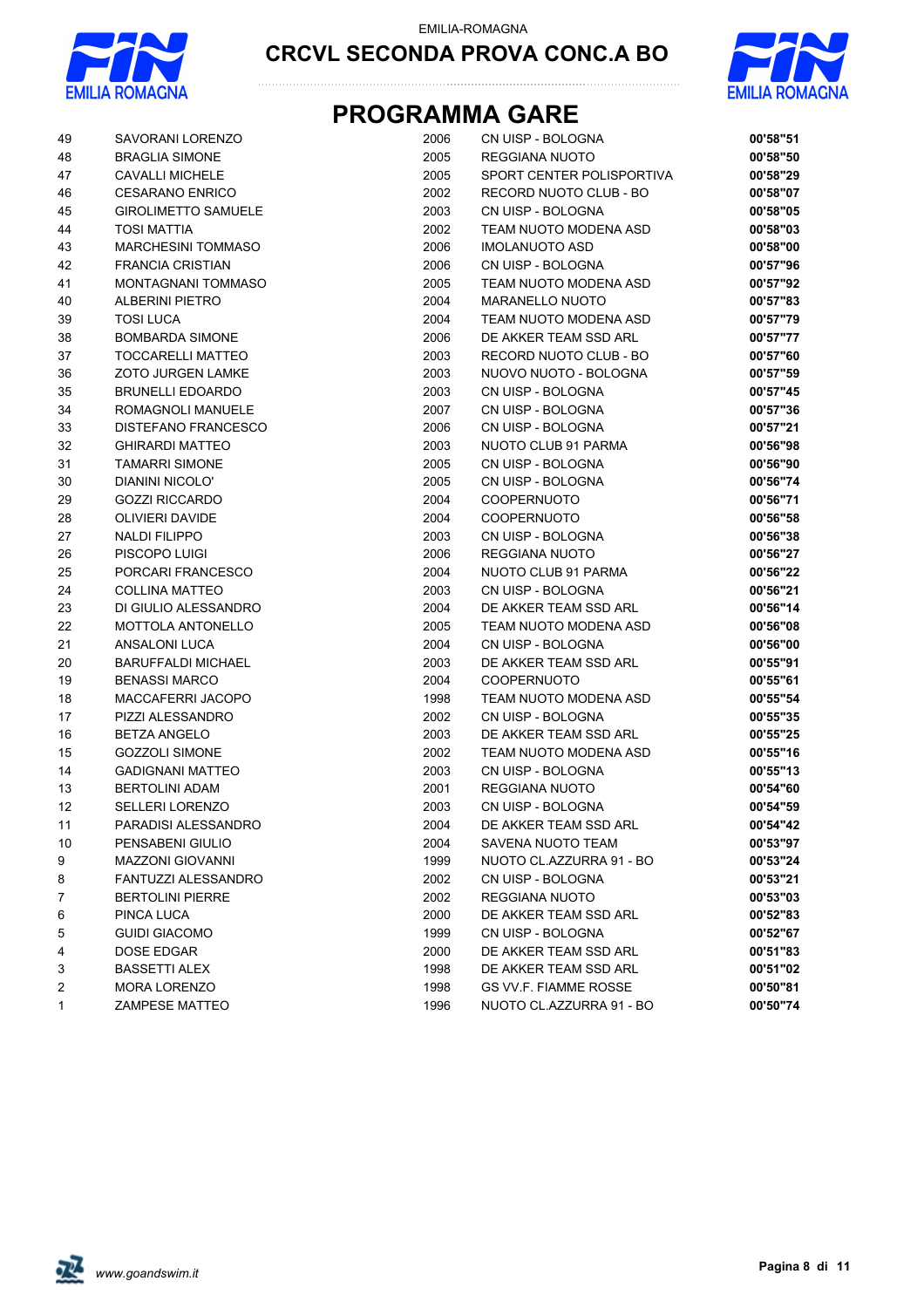EMILIA-ROMAGNA

## CRCVL SECONDA PROVA CONC.A BO

# PROGRAMMA GARE

| | | | | |
|---|---|---|---|---|
| 49 | SAVORANI LORENZO | 2006 | CN UISP - BOLOGNA | **00'58"51** |
| 48 | BRAGLIA SIMONE | 2005 | REGGIANA NUOTO | **00'58"50** |
| 47 | CAVALLI MICHELE | 2005 | SPORT CENTER POLISPORTIVA | **00'58"29** |
| 46 | CESARANO ENRICO | 2002 | RECORD NUOTO CLUB - BO | **00'58"07** |
| 45 | GIROLIMETTO SAMUELE | 2003 | CN UISP - BOLOGNA | **00'58"05** |
| 44 | TOSI MATTIA | 2002 | TEAM NUOTO MODENA ASD | **00'58"03** |
| 43 | MARCHESINI TOMMASO | 2006 | IMOLANUOTO ASD | **00'58"00** |
| 42 | FRANCIA CRISTIAN | 2006 | CN UISP - BOLOGNA | **00'57"96** |
| 41 | MONTAGNANI TOMMASO | 2005 | TEAM NUOTO MODENA ASD | **00'57"92** |
| 40 | ALBERINI PIETRO | 2004 | MARANELLO NUOTO | **00'57"83** |
| 39 | TOSI LUCA | 2004 | TEAM NUOTO MODENA ASD | **00'57"79** |
| 38 | BOMBARDA SIMONE | 2006 | DE AKKER TEAM SSD ARL | **00'57"77** |
| 37 | TOCCARELLI MATTEO | 2003 | RECORD NUOTO CLUB - BO | **00'57"60** |
| 36 | ZOTO JURGEN LAMKE | 2003 | NUOVO NUOTO - BOLOGNA | **00'57"59** |
| 35 | BRUNELLI EDOARDO | 2003 | CN UISP - BOLOGNA | **00'57"45** |
| 34 | ROMAGNOLI MANUELE | 2007 | CN UISP - BOLOGNA | **00'57"36** |
| 33 | DISTEFANO FRANCESCO | 2006 | CN UISP - BOLOGNA | **00'57"21** |
| 32 | GHIRARDI MATTEO | 2003 | NUOTO CLUB 91 PARMA | **00'56"98** |
| 31 | TAMARRI SIMONE | 2005 | CN UISP - BOLOGNA | **00'56"90** |
| 30 | DIANINI NICOLO' | 2005 | CN UISP - BOLOGNA | **00'56"74** |
| 29 | GOZZI RICCARDO | 2004 | COOPERNUOTO | **00'56"71** |
| 28 | OLIVIERI DAVIDE | 2004 | COOPERNUOTO | **00'56"58** |
| 27 | NALDI FILIPPO | 2003 | CN UISP - BOLOGNA | **00'56"38** |
| 26 | PISCOPO LUIGI | 2006 | REGGIANA NUOTO | **00'56"27** |
| 25 | PORCARI FRANCESCO | 2004 | NUOTO CLUB 91 PARMA | **00'56"22** |
| 24 | COLLINA MATTEO | 2003 | CN UISP - BOLOGNA | **00'56"21** |
| 23 | DI GIULIO ALESSANDRO | 2004 | DE AKKER TEAM SSD ARL | **00'56"14** |
| 22 | MOTTOLA ANTONELLO | 2005 | TEAM NUOTO MODENA ASD | **00'56"08** |
| 21 | ANSALONI LUCA | 2004 | CN UISP - BOLOGNA | **00'56"00** |
| 20 | BARUFFALDI MICHAEL | 2003 | DE AKKER TEAM SSD ARL | **00'55"91** |
| 19 | BENASSI MARCO | 2004 | COOPERNUOTO | **00'55"61** |
| 18 | MACCAFERRI JACOPO | 1998 | TEAM NUOTO MODENA ASD | **00'55"54** |
| 17 | PIZZI ALESSANDRO | 2002 | CN UISP - BOLOGNA | **00'55"35** |
| 16 | BETZA ANGELO | 2003 | DE AKKER TEAM SSD ARL | **00'55"25** |
| 15 | GOZZOLI SIMONE | 2002 | TEAM NUOTO MODENA ASD | **00'55"16** |
| 14 | GADIGNANI MATTEO | 2003 | CN UISP - BOLOGNA | **00'55"13** |
| 13 | BERTOLINI ADAM | 2001 | REGGIANA NUOTO | **00'54"60** |
| 12 | SELLERI LORENZO | 2003 | CN UISP - BOLOGNA | **00'54"59** |
| 11 | PARADISI ALESSANDRO | 2004 | DE AKKER TEAM SSD ARL | **00'54"42** |
| 10 | PENSABENI GIULIO | 2004 | SAVENA NUOTO TEAM | **00'53"97** |
| 9 | MAZZONI GIOVANNI | 1999 | NUOTO CL.AZZURRA 91 - BO | **00'53"24** |
| 8 | FANTUZZI ALESSANDRO | 2002 | CN UISP - BOLOGNA | **00'53"21** |
| 7 | BERTOLINI PIERRE | 2002 | REGGIANA NUOTO | **00'53"03** |
| 6 | PINCA LUCA | 2000 | DE AKKER TEAM SSD ARL | **00'52"83** |
| 5 | GUIDI GIACOMO | 1999 | CN UISP - BOLOGNA | **00'52"67** |
| 4 | DOSE EDGAR | 2000 | DE AKKER TEAM SSD ARL | **00'51"83** |
| 3 | BASSETTI ALEX | 1998 | DE AKKER TEAM SSD ARL | **00'51"02** |
| 2 | MORA LORENZO | 1998 | GS VV.F. FIAMME ROSSE | **00'50"81** |
| 1 | ZAMPESE MATTEO | 1996 | NUOTO CL.AZZURRA 91 - BO | **00'50"74** |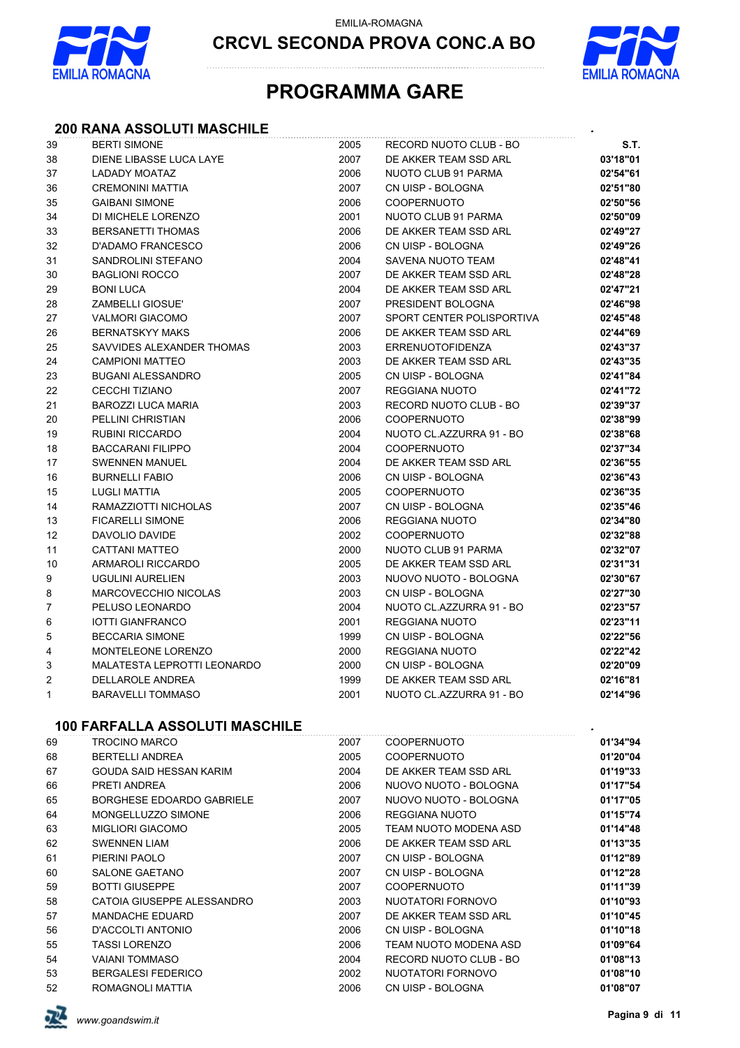EMILIA-ROMAGNA

# CRCVL SECONDA PROVA CONC.A BO

# PROGRAMMA GARE

## 200 RANA ASSOLUTI MASCHILE

| | | | | |
|---|---|---|---|---|
| 39 | BERTI SIMONE | 2005 | RECORD NUOTO CLUB - BO | S.T. |
| 38 | DIENE LIBASSE LUCA LAYE | 2007 | DE AKKER TEAM SSD ARL | 03'18"01 |
| 37 | LADADY MOATAZ | 2006 | NUOTO CLUB 91 PARMA | 02'54"61 |
| 36 | CREMONINI MATTIA | 2007 | CN UISP - BOLOGNA | 02'51"80 |
| 35 | GAIBANI SIMONE | 2006 | COOPERNUOTO | 02'50"56 |
| 34 | DI MICHELE LORENZO | 2001 | NUOTO CLUB 91 PARMA | 02'50"09 |
| 33 | BERSANETTI THOMAS | 2006 | DE AKKER TEAM SSD ARL | 02'49"27 |
| 32 | D'ADAMO FRANCESCO | 2006 | CN UISP - BOLOGNA | 02'49"26 |
| 31 | SANDROLINI STEFANO | 2004 | SAVENA NUOTO TEAM | 02'48"41 |
| 30 | BAGLIONI ROCCO | 2007 | DE AKKER TEAM SSD ARL | 02'48"28 |
| 29 | BONI LUCA | 2004 | DE AKKER TEAM SSD ARL | 02'47"21 |
| 28 | ZAMBELLI GIOSUE' | 2007 | PRESIDENT BOLOGNA | 02'46"98 |
| 27 | VALMORI GIACOMO | 2007 | SPORT CENTER POLISPORTIVA | 02'45"48 |
| 26 | BERNATSKYY MAKS | 2006 | DE AKKER TEAM SSD ARL | 02'44"69 |
| 25 | SAVVIDES ALEXANDER THOMAS | 2003 | ERRENUOTOFIDENZA | 02'43"37 |
| 24 | CAMPIONI MATTEO | 2003 | DE AKKER TEAM SSD ARL | 02'43"35 |
| 23 | BUGANI ALESSANDRO | 2005 | CN UISP - BOLOGNA | 02'41"84 |
| 22 | CECCHI TIZIANO | 2007 | REGGIANA NUOTO | 02'41"72 |
| 21 | BAROZZI LUCA MARIA | 2003 | RECORD NUOTO CLUB - BO | 02'39"37 |
| 20 | PELLINI CHRISTIAN | 2006 | COOPERNUOTO | 02'38"99 |
| 19 | RUBINI RICCARDO | 2004 | NUOTO CL.AZZURRA 91 - BO | 02'38"68 |
| 18 | BACCARANI FILIPPO | 2004 | COOPERNUOTO | 02'37"34 |
| 17 | SWENNEN MANUEL | 2004 | DE AKKER TEAM SSD ARL | 02'36"55 |
| 16 | BURNELLI FABIO | 2006 | CN UISP - BOLOGNA | 02'36"43 |
| 15 | LUGLI MATTIA | 2005 | COOPERNUOTO | 02'36"35 |
| 14 | RAMAZZIOTTI NICHOLAS | 2007 | CN UISP - BOLOGNA | 02'35"46 |
| 13 | FICARELLI SIMONE | 2006 | REGGIANA NUOTO | 02'34"80 |
| 12 | DAVOLIO DAVIDE | 2002 | COOPERNUOTO | 02'32"88 |
| 11 | CATTANI MATTEO | 2000 | NUOTO CLUB 91 PARMA | 02'32"07 |
| 10 | ARMAROLI RICCARDO | 2005 | DE AKKER TEAM SSD ARL | 02'31"31 |
| 9 | UGULINI AURELIEN | 2003 | NUOVO NUOTO - BOLOGNA | 02'30"67 |
| 8 | MARCOVECCHIO NICOLAS | 2003 | CN UISP - BOLOGNA | 02'27"30 |
| 7 | PELUSO LEONARDO | 2004 | NUOTO CL.AZZURRA 91 - BO | 02'23"57 |
| 6 | IOTTI GIANFRANCO | 2001 | REGGIANA NUOTO | 02'23"11 |
| 5 | BECCARIA SIMONE | 1999 | CN UISP - BOLOGNA | 02'22"56 |
| 4 | MONTELEONE LORENZO | 2000 | REGGIANA NUOTO | 02'22"42 |
| 3 | MALATESTA LEPROTTI LEONARDO | 2000 | CN UISP - BOLOGNA | 02'20"09 |
| 2 | DELLAROLE ANDREA | 1999 | DE AKKER TEAM SSD ARL | 02'16"81 |
| 1 | BARAVELLI TOMMASO | 2001 | NUOTO CL.AZZURRA 91 - BO | 02'14"96 |

## 100 FARFALLA ASSOLUTI MASCHILE

| | | | | |
|---|---|---|---|---|
| 69 | TROCINO MARCO | 2007 | COOPERNUOTO | 01'34"94 |
| 68 | BERTELLI ANDREA | 2005 | COOPERNUOTO | 01'20"04 |
| 67 | GOUDA SAID HESSAN KARIM | 2004 | DE AKKER TEAM SSD ARL | 01'19"33 |
| 66 | PRETI ANDREA | 2006 | NUOVO NUOTO - BOLOGNA | 01'17"54 |
| 65 | BORGHESE EDOARDO GABRIELE | 2007 | NUOVO NUOTO - BOLOGNA | 01'17"05 |
| 64 | MONGELLUZZO SIMONE | 2006 | REGGIANA NUOTO | 01'15"74 |
| 63 | MIGLIORI GIACOMO | 2005 | TEAM NUOTO MODENA ASD | 01'14"48 |
| 62 | SWENNEN LIAM | 2006 | DE AKKER TEAM SSD ARL | 01'13"35 |
| 61 | PIERINI PAOLO | 2007 | CN UISP - BOLOGNA | 01'12"89 |
| 60 | SALONE GAETANO | 2007 | CN UISP - BOLOGNA | 01'12"28 |
| 59 | BOTTI GIUSEPPE | 2007 | COOPERNUOTO | 01'11"39 |
| 58 | CATOIA GIUSEPPE ALESSANDRO | 2003 | NUOTATORI FORNOVO | 01'10"93 |
| 57 | MANDACHE EDUARD | 2007 | DE AKKER TEAM SSD ARL | 01'10"45 |
| 56 | D'ACCOLTI ANTONIO | 2006 | CN UISP - BOLOGNA | 01'10"18 |
| 55 | TASSI LORENZO | 2006 | TEAM NUOTO MODENA ASD | 01'09"64 |
| 54 | VAIANI TOMMASO | 2004 | RECORD NUOTO CLUB - BO | 01'08"13 |
| 53 | BERGALESI FEDERICO | 2002 | NUOTATORI FORNOVO | 01'08"10 |
| 52 | ROMAGNOLI MATTIA | 2006 | CN UISP - BOLOGNA | 01'08"07 |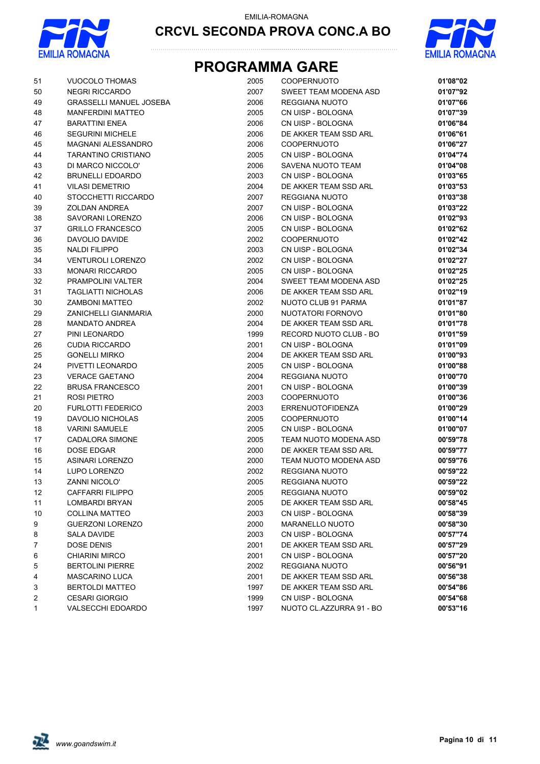EMILIA-ROMAGNA

# CRCVL SECONDA PROVA CONC.A BO

## PROGRAMMA GARE

| | | | | |
|---|---|---|---|---|
| 51 | VUOCOLO THOMAS | 2005 | COOPERNUOTO | **01'08"02** |
| 50 | NEGRI RICCARDO | 2007 | SWEET TEAM MODENA ASD | **01'07"92** |
| 49 | GRASSELLI MANUEL JOSEBA | 2006 | REGGIANA NUOTO | **01'07"66** |
| 48 | MANFERDINI MATTEO | 2005 | CN UISP - BOLOGNA | **01'07"39** |
| 47 | BARATTINI ENEA | 2006 | CN UISP - BOLOGNA | **01'06"84** |
| 46 | SEGURINI MICHELE | 2006 | DE AKKER TEAM SSD ARL | **01'06"61** |
| 45 | MAGNANI ALESSANDRO | 2006 | COOPERNUOTO | **01'06"27** |
| 44 | TARANTINO CRISTIANO | 2005 | CN UISP - BOLOGNA | **01'04"74** |
| 43 | DI MARCO NICCOLO' | 2006 | SAVENA NUOTO TEAM | **01'04"08** |
| 42 | BRUNELLI EDOARDO | 2003 | CN UISP - BOLOGNA | **01'03"65** |
| 41 | VILASI DEMETRIO | 2004 | DE AKKER TEAM SSD ARL | **01'03"53** |
| 40 | STOCCHETTI RICCARDO | 2007 | REGGIANA NUOTO | **01'03"38** |
| 39 | ZOLDAN ANDREA | 2007 | CN UISP - BOLOGNA | **01'03"22** |
| 38 | SAVORANI LORENZO | 2006 | CN UISP - BOLOGNA | **01'02"93** |
| 37 | GRILLO FRANCESCO | 2005 | CN UISP - BOLOGNA | **01'02"62** |
| 36 | DAVOLIO DAVIDE | 2002 | COOPERNUOTO | **01'02"42** |
| 35 | NALDI FILIPPO | 2003 | CN UISP - BOLOGNA | **01'02"34** |
| 34 | VENTUROLI LORENZO | 2002 | CN UISP - BOLOGNA | **01'02"27** |
| 33 | MONARI RICCARDO | 2005 | CN UISP - BOLOGNA | **01'02"25** |
| 32 | PRAMPOLINI VALTER | 2004 | SWEET TEAM MODENA ASD | **01'02"25** |
| 31 | TAGLIATTI NICHOLAS | 2006 | DE AKKER TEAM SSD ARL | **01'02"19** |
| 30 | ZAMBONI MATTEO | 2002 | NUOTO CLUB 91 PARMA | **01'01"87** |
| 29 | ZANICHELLI GIANMARIA | 2000 | NUOTATORI FORNOVO | **01'01"80** |
| 28 | MANDATO ANDREA | 2004 | DE AKKER TEAM SSD ARL | **01'01"78** |
| 27 | PINI LEONARDO | 1999 | RECORD NUOTO CLUB - BO | **01'01"59** |
| 26 | CUDIA RICCARDO | 2001 | CN UISP - BOLOGNA | **01'01"09** |
| 25 | GONELLI MIRKO | 2004 | DE AKKER TEAM SSD ARL | **01'00"93** |
| 24 | PIVETTI LEONARDO | 2005 | CN UISP - BOLOGNA | **01'00"88** |
| 23 | VERACE GAETANO | 2004 | REGGIANA NUOTO | **01'00"70** |
| 22 | BRUSA FRANCESCO | 2001 | CN UISP - BOLOGNA | **01'00"39** |
| 21 | ROSI PIETRO | 2003 | COOPERNUOTO | **01'00"36** |
| 20 | FURLOTTI FEDERICO | 2003 | ERRENUOTOFIDENZA | **01'00"29** |
| 19 | DAVOLIO NICHOLAS | 2005 | COOPERNUOTO | **01'00"14** |
| 18 | VARINI SAMUELE | 2005 | CN UISP - BOLOGNA | **01'00"07** |
| 17 | CADALORA SIMONE | 2005 | TEAM NUOTO MODENA ASD | **00'59"78** |
| 16 | DOSE EDGAR | 2000 | DE AKKER TEAM SSD ARL | **00'59"77** |
| 15 | ASINARI LORENZO | 2000 | TEAM NUOTO MODENA ASD | **00'59"76** |
| 14 | LUPO LORENZO | 2002 | REGGIANA NUOTO | **00'59"22** |
| 13 | ZANNI NICOLO' | 2005 | REGGIANA NUOTO | **00'59"22** |
| 12 | CAFFARRI FILIPPO | 2005 | REGGIANA NUOTO | **00'59"02** |
| 11 | LOMBARDI BRYAN | 2005 | DE AKKER TEAM SSD ARL | **00'58"45** |
| 10 | COLLINA MATTEO | 2003 | CN UISP - BOLOGNA | **00'58"39** |
| 9 | GUERZONI LORENZO | 2000 | MARANELLO NUOTO | **00'58"30** |
| 8 | SALA DAVIDE | 2003 | CN UISP - BOLOGNA | **00'57"74** |
| 7 | DOSE DENIS | 2001 | DE AKKER TEAM SSD ARL | **00'57"29** |
| 6 | CHIARINI MIRCO | 2001 | CN UISP - BOLOGNA | **00'57"20** |
| 5 | BERTOLINI PIERRE | 2002 | REGGIANA NUOTO | **00'56"91** |
| 4 | MASCARINO LUCA | 2001 | DE AKKER TEAM SSD ARL | **00'56"38** |
| 3 | BERTOLDI MATTEO | 1997 | DE AKKER TEAM SSD ARL | **00'54"86** |
| 2 | CESARI GIORGIO | 1999 | CN UISP - BOLOGNA | **00'54"68** |
| 1 | VALSECCHI EDOARDO | 1997 | NUOTO CL.AZZURRA 91 - BO | **00'53"16** |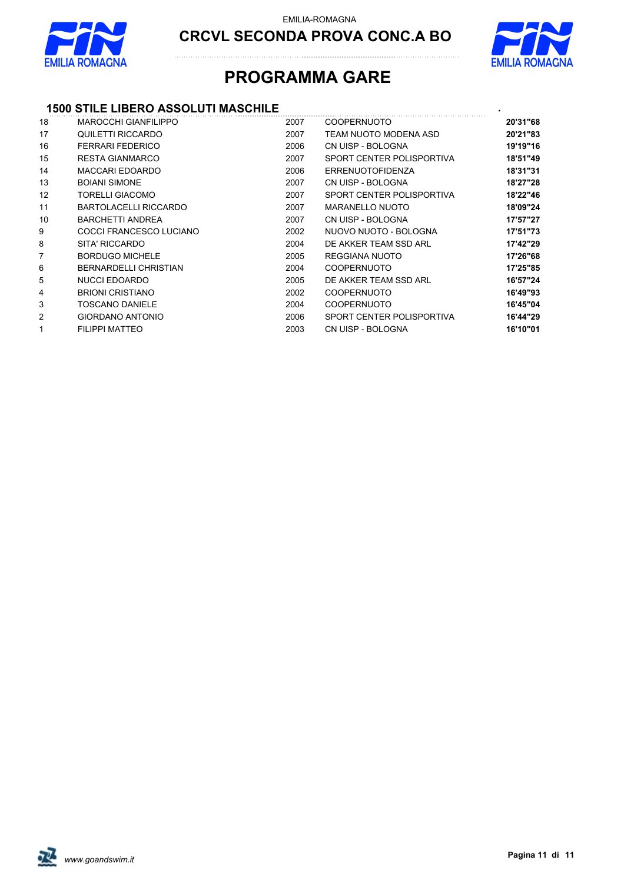EMILIA-ROMAGNA

# CRCVL SECONDA PROVA CONC.A BO

# PROGRAMMA GARE

## 1500 STILE LIBERO ASSOLUTI MASCHILE

| | | | | |
|---|---|---|---|---|
| 18 | MAROCCHI GIANFILIPPO | 2007 | COOPERNUOTO | **20'31"68** |
| 17 | QUILETTI RICCARDO | 2007 | TEAM NUOTO MODENA ASD | **20'21"83** |
| 16 | FERRARI FEDERICO | 2006 | CN UISP - BOLOGNA | **19'19"16** |
| 15 | RESTA GIANMARCO | 2007 | SPORT CENTER POLISPORTIVA | **18'51"49** |
| 14 | MACCARI EDOARDO | 2006 | ERRENUOTOFIDENZA | **18'31"31** |
| 13 | BOIANI SIMONE | 2007 | CN UISP - BOLOGNA | **18'27"28** |
| 12 | TORELLI GIACOMO | 2007 | SPORT CENTER POLISPORTIVA | **18'22"46** |
| 11 | BARTOLACELLI RICCARDO | 2007 | MARANELLO NUOTO | **18'09"24** |
| 10 | BARCHETTI ANDREA | 2007 | CN UISP - BOLOGNA | **17'57"27** |
| 9 | COCCI FRANCESCO LUCIANO | 2002 | NUOVO NUOTO - BOLOGNA | **17'51"73** |
| 8 | SITA' RICCARDO | 2004 | DE AKKER TEAM SSD ARL | **17'42"29** |
| 7 | BORDUGO MICHELE | 2005 | REGGIANA NUOTO | **17'26"68** |
| 6 | BERNARDELLI CHRISTIAN | 2004 | COOPERNUOTO | **17'25"85** |
| 5 | NUCCI EDOARDO | 2005 | DE AKKER TEAM SSD ARL | **16'57"24** |
| 4 | BRIONI CRISTIANO | 2002 | COOPERNUOTO | **16'49"93** |
| 3 | TOSCANO DANIELE | 2004 | COOPERNUOTO | **16'45"04** |
| 2 | GIORDANO ANTONIO | 2006 | SPORT CENTER POLISPORTIVA | **16'44"29** |
| 1 | FILIPPI MATTEO | 2003 | CN UISP - BOLOGNA | **16'10"01** |